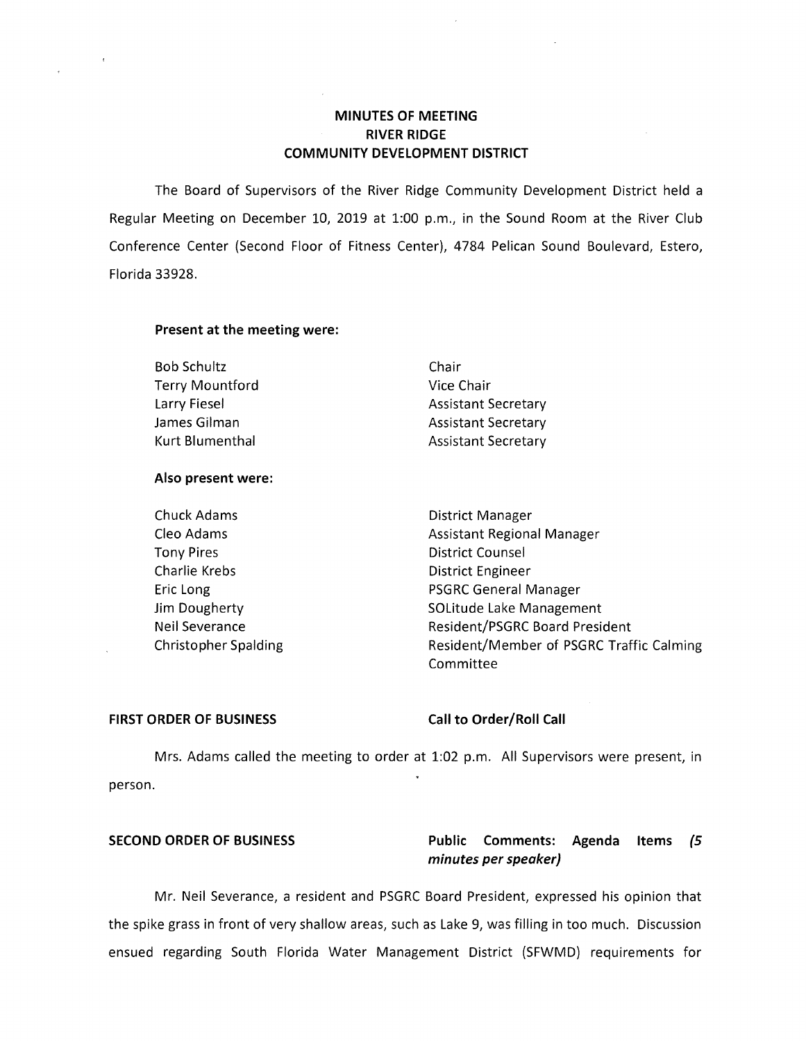# MINUTES OF MEETING
# RIVER RIDGE
# COMMUNITY DEVELOPMENT DISTRICT

The Board of Supervisors of the River Ridge Community Development District held a Regular Meeting on December 10, 2019 at 1:00 p.m., in the Sound Room at the River Club Conference Center (Second Floor of Fitness Center), 4784 Pelican Sound Boulevard, Estero, Florida 33928.

**Present at the meeting were:**

| | |
|---|---|
| Bob Schultz | Chair |
| Terry Mountford | Vice Chair |
| Larry Fiesel | Assistant Secretary |
| James Gilman | Assistant Secretary |
| Kurt Blumenthal | Assistant Secretary |

**Also present were:**

| | |
|---|---|
| Chuck Adams | District Manager |
| Cleo Adams | Assistant Regional Manager |
| Tony Pires | District Counsel |
| Charlie Krebs | District Engineer |
| Eric Long | PSGRC General Manager |
| Jim Dougherty | SOLitude Lake Management |
| Neil Severance | Resident/PSGRC Board President |
| Christopher Spalding | Resident/Member of PSGRC Traffic Calming Committee |

**FIRST ORDER OF BUSINESS** **Call to Order/Roll Call**

Mrs. Adams called the meeting to order at 1:02 p.m. All Supervisors were present, in person.

**SECOND ORDER OF BUSINESS** **Public Comments: Agenda Items *(5 minutes per speaker)***

Mr. Neil Severance, a resident and PSGRC Board President, expressed his opinion that the spike grass in front of very shallow areas, such as Lake 9, was filling in too much. Discussion ensued regarding South Florida Water Management District (SFWMD) requirements for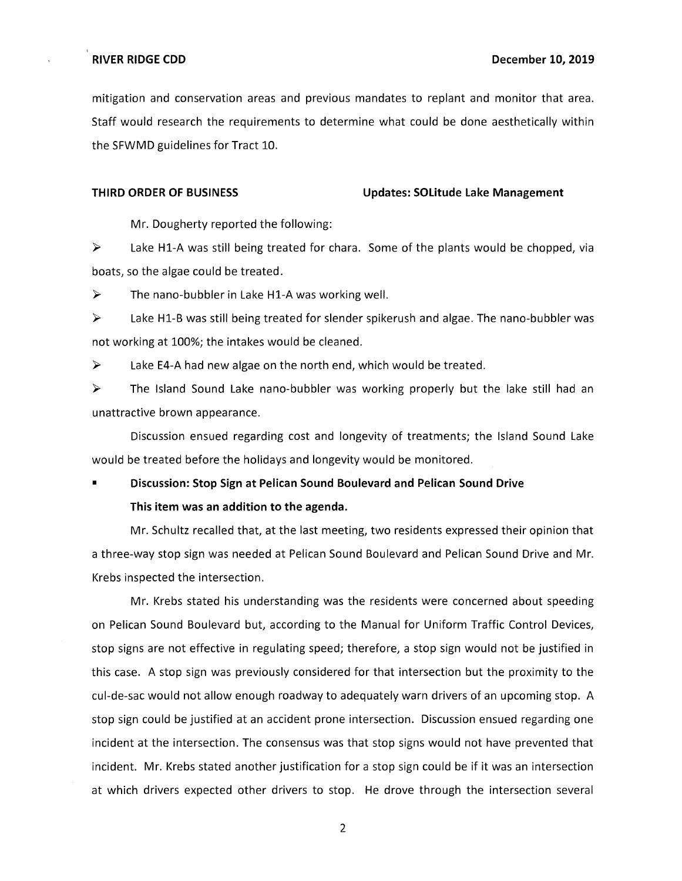mitigation and conservation areas and previous mandates to replant and monitor that area. Staff would research the requirements to determine what could be done aesthetically within the SFWMD guidelines for Tract 10.

**THIRD ORDER OF BUSINESS** **Updates: SOLitude Lake Management**

Mr. Dougherty reported the following:

➢ Lake H1-A was still being treated for chara. Some of the plants would be chopped, via boats, so the algae could be treated.

➢ The nano-bubbler in Lake H1-A was working well.

➢ Lake H1-B was still being treated for slender spikerush and algae. The nano-bubbler was not working at 100%; the intakes would be cleaned.

➢ Lake E4-A had new algae on the north end, which would be treated.

➢ The Island Sound Lake nano-bubbler was working properly but the lake still had an unattractive brown appearance.

Discussion ensued regarding cost and longevity of treatments; the Island Sound Lake would be treated before the holidays and longevity would be monitored.

- **Discussion: Stop Sign at Pelican Sound Boulevard and Pelican Sound Drive**

  **This item was an addition to the agenda.**

Mr. Schultz recalled that, at the last meeting, two residents expressed their opinion that a three-way stop sign was needed at Pelican Sound Boulevard and Pelican Sound Drive and Mr. Krebs inspected the intersection.

Mr. Krebs stated his understanding was the residents were concerned about speeding on Pelican Sound Boulevard but, according to the Manual for Uniform Traffic Control Devices, stop signs are not effective in regulating speed; therefore, a stop sign would not be justified in this case. A stop sign was previously considered for that intersection but the proximity to the cul-de-sac would not allow enough roadway to adequately warn drivers of an upcoming stop. A stop sign could be justified at an accident prone intersection. Discussion ensued regarding one incident at the intersection. The consensus was that stop signs would not have prevented that incident. Mr. Krebs stated another justification for a stop sign could be if it was an intersection at which drivers expected other drivers to stop. He drove through the intersection several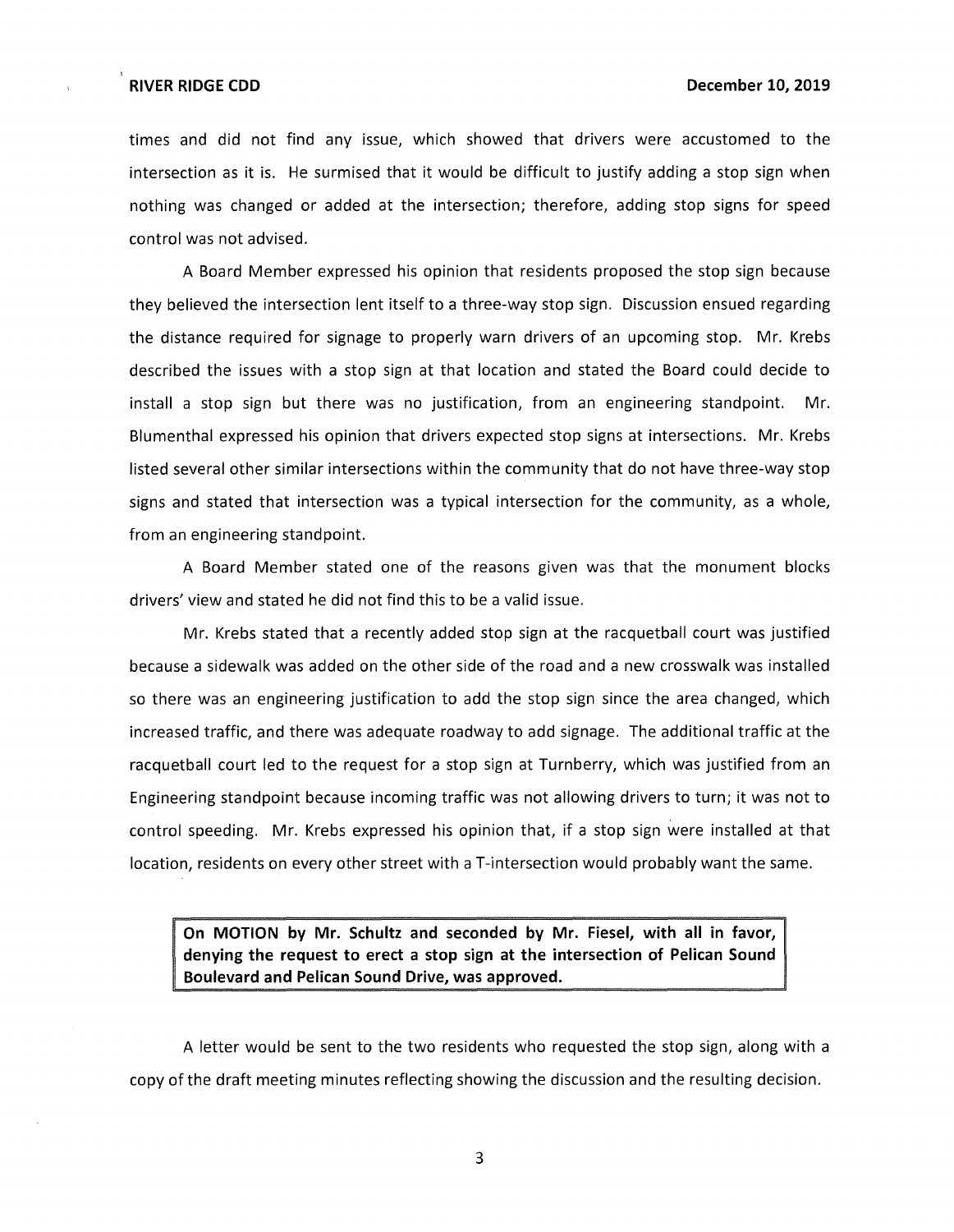times and did not find any issue, which showed that drivers were accustomed to the intersection as it is. He surmised that it would be difficult to justify adding a stop sign when nothing was changed or added at the intersection; therefore, adding stop signs for speed control was not advised.

A Board Member expressed his opinion that residents proposed the stop sign because they believed the intersection lent itself to a three-way stop sign. Discussion ensued regarding the distance required for signage to properly warn drivers of an upcoming stop. Mr. Krebs described the issues with a stop sign at that location and stated the Board could decide to install a stop sign but there was no justification, from an engineering standpoint. Mr. Blumenthal expressed his opinion that drivers expected stop signs at intersections. Mr. Krebs listed several other similar intersections within the community that do not have three-way stop signs and stated that intersection was a typical intersection for the community, as a whole, from an engineering standpoint.

A Board Member stated one of the reasons given was that the monument blocks drivers' view and stated he did not find this to be a valid issue.

Mr. Krebs stated that a recently added stop sign at the racquetball court was justified because a sidewalk was added on the other side of the road and a new crosswalk was installed so there was an engineering justification to add the stop sign since the area changed, which increased traffic, and there was adequate roadway to add signage. The additional traffic at the racquetball court led to the request for a stop sign at Turnberry, which was justified from an Engineering standpoint because incoming traffic was not allowing drivers to turn; it was not to control speeding. Mr. Krebs expressed his opinion that, if a stop sign were installed at that location, residents on every other street with a T-intersection would probably want the same.

**On MOTION by Mr. Schultz and seconded by Mr. Fiesel, with all in favor, denying the request to erect a stop sign at the intersection of Pelican Sound Boulevard and Pelican Sound Drive, was approved.**

A letter would be sent to the two residents who requested the stop sign, along with a copy of the draft meeting minutes reflecting showing the discussion and the resulting decision.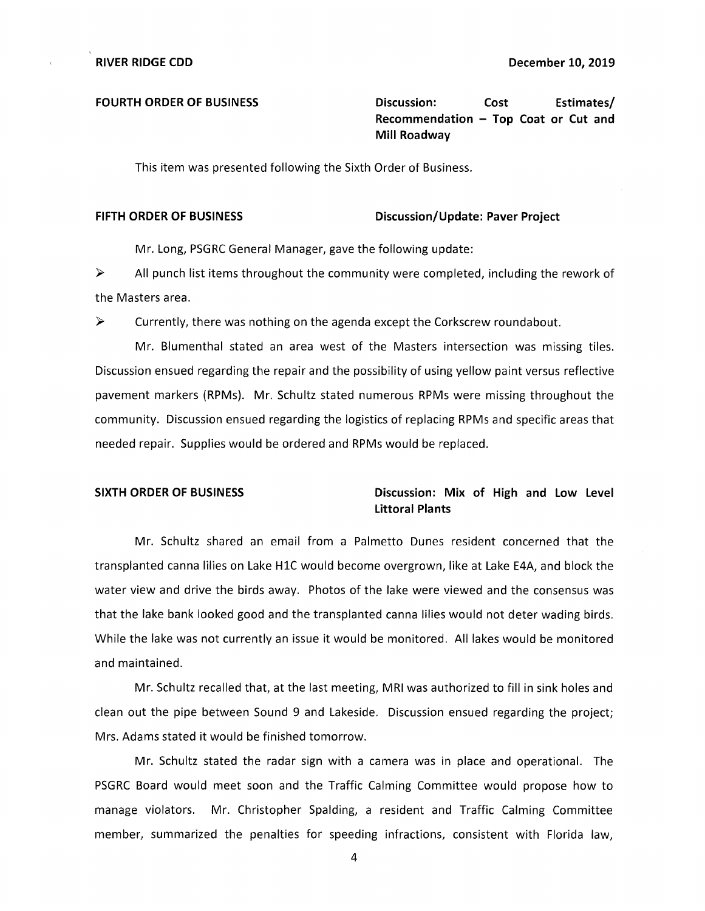**FOURTH ORDER OF BUSINESS** **Discussion: Cost Estimates/ Recommendation – Top Coat or Cut and Mill Roadway**

This item was presented following the Sixth Order of Business.

**FIFTH ORDER OF BUSINESS** **Discussion/Update: Paver Project**

Mr. Long, PSGRC General Manager, gave the following update:

- All punch list items throughout the community were completed, including the rework of the Masters area.
- Currently, there was nothing on the agenda except the Corkscrew roundabout.

Mr. Blumenthal stated an area west of the Masters intersection was missing tiles. Discussion ensued regarding the repair and the possibility of using yellow paint versus reflective pavement markers (RPMs). Mr. Schultz stated numerous RPMs were missing throughout the community. Discussion ensued regarding the logistics of replacing RPMs and specific areas that needed repair. Supplies would be ordered and RPMs would be replaced.

**SIXTH ORDER OF BUSINESS** **Discussion: Mix of High and Low Level Littoral Plants**

Mr. Schultz shared an email from a Palmetto Dunes resident concerned that the transplanted canna lilies on Lake H1C would become overgrown, like at Lake E4A, and block the water view and drive the birds away. Photos of the lake were viewed and the consensus was that the lake bank looked good and the transplanted canna lilies would not deter wading birds. While the lake was not currently an issue it would be monitored. All lakes would be monitored and maintained.

Mr. Schultz recalled that, at the last meeting, MRI was authorized to fill in sink holes and clean out the pipe between Sound 9 and Lakeside. Discussion ensued regarding the project; Mrs. Adams stated it would be finished tomorrow.

Mr. Schultz stated the radar sign with a camera was in place and operational. The PSGRC Board would meet soon and the Traffic Calming Committee would propose how to manage violators. Mr. Christopher Spalding, a resident and Traffic Calming Committee member, summarized the penalties for speeding infractions, consistent with Florida law,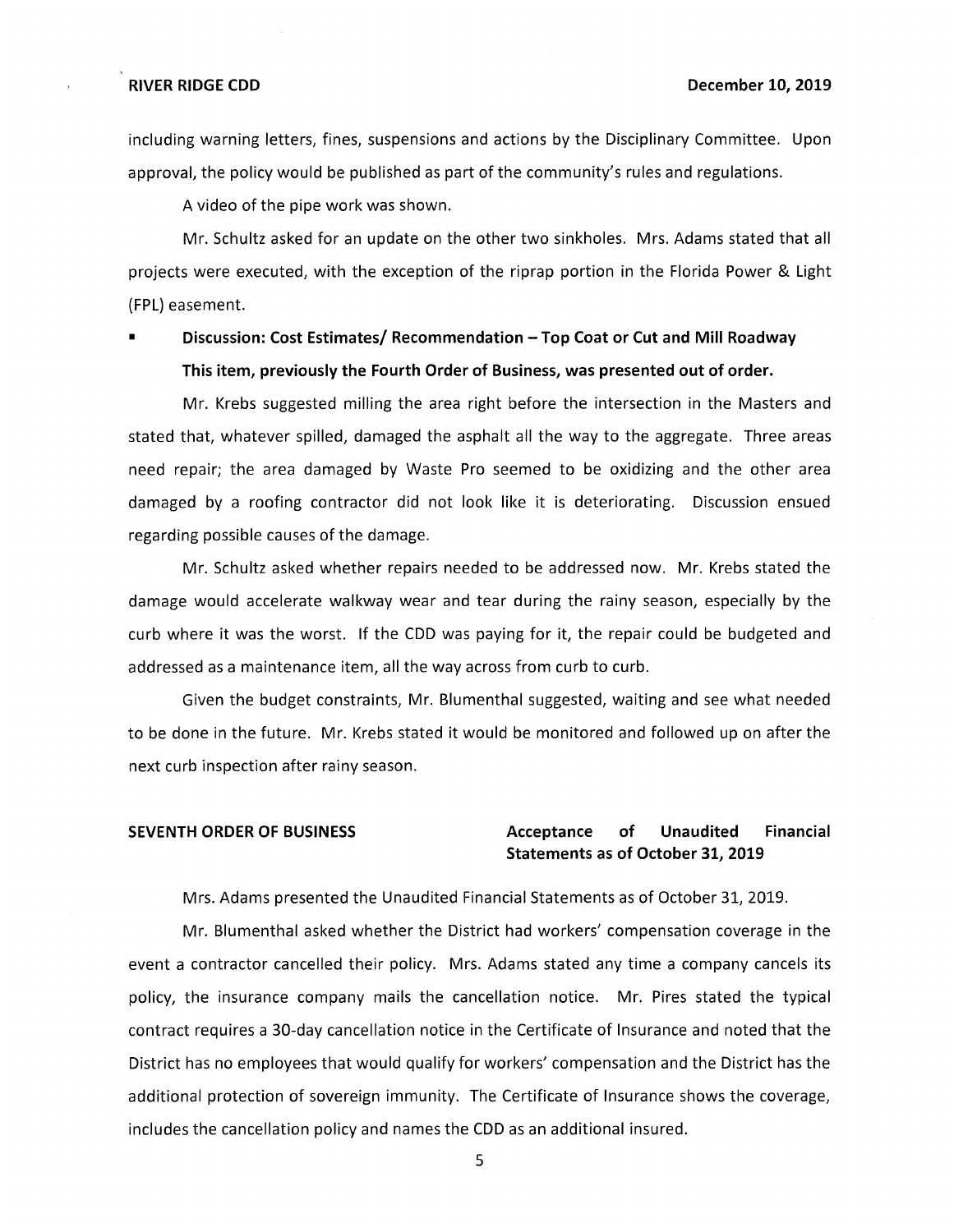including warning letters, fines, suspensions and actions by the Disciplinary Committee. Upon approval, the policy would be published as part of the community's rules and regulations.

A video of the pipe work was shown.

Mr. Schultz asked for an update on the other two sinkholes. Mrs. Adams stated that all projects were executed, with the exception of the riprap portion in the Florida Power & Light (FPL) easement.

- **Discussion: Cost Estimates/ Recommendation – Top Coat or Cut and Mill Roadway**
  **This item, previously the Fourth Order of Business, was presented out of order.**

Mr. Krebs suggested milling the area right before the intersection in the Masters and stated that, whatever spilled, damaged the asphalt all the way to the aggregate. Three areas need repair; the area damaged by Waste Pro seemed to be oxidizing and the other area damaged by a roofing contractor did not look like it is deteriorating. Discussion ensued regarding possible causes of the damage.

Mr. Schultz asked whether repairs needed to be addressed now. Mr. Krebs stated the damage would accelerate walkway wear and tear during the rainy season, especially by the curb where it was the worst. If the CDD was paying for it, the repair could be budgeted and addressed as a maintenance item, all the way across from curb to curb.

Given the budget constraints, Mr. Blumenthal suggested, waiting and see what needed to be done in the future. Mr. Krebs stated it would be monitored and followed up on after the next curb inspection after rainy season.

**SEVENTH ORDER OF BUSINESS** **Acceptance of Unaudited Financial Statements as of October 31, 2019**

Mrs. Adams presented the Unaudited Financial Statements as of October 31, 2019.

Mr. Blumenthal asked whether the District had workers' compensation coverage in the event a contractor cancelled their policy. Mrs. Adams stated any time a company cancels its policy, the insurance company mails the cancellation notice. Mr. Pires stated the typical contract requires a 30-day cancellation notice in the Certificate of Insurance and noted that the District has no employees that would qualify for workers' compensation and the District has the additional protection of sovereign immunity. The Certificate of Insurance shows the coverage, includes the cancellation policy and names the CDD as an additional insured.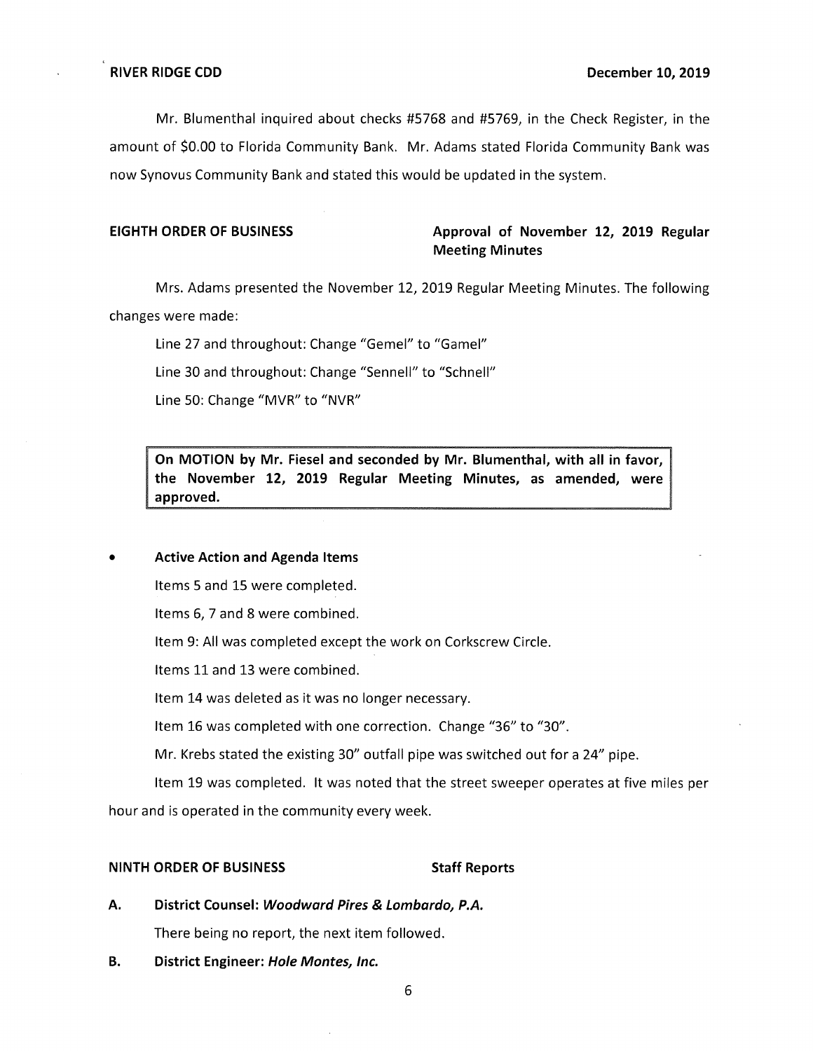Mr. Blumenthal inquired about checks #5768 and #5769, in the Check Register, in the amount of $0.00 to Florida Community Bank. Mr. Adams stated Florida Community Bank was now Synovus Community Bank and stated this would be updated in the system.

## EIGHTH ORDER OF BUSINESS — Approval of November 12, 2019 Regular Meeting Minutes

Mrs. Adams presented the November 12, 2019 Regular Meeting Minutes. The following changes were made:

Line 27 and throughout: Change "Gemel" to "Gamel"

Line 30 and throughout: Change "Sennell" to "Schnell"

Line 50: Change "MVR" to "NVR"

> **On MOTION by Mr. Fiesel and seconded by Mr. Blumenthal, with all in favor, the November 12, 2019 Regular Meeting Minutes, as amended, were approved.**

- **Active Action and Agenda Items**

  Items 5 and 15 were completed.

  Items 6, 7 and 8 were combined.

  Item 9: All was completed except the work on Corkscrew Circle.

  Items 11 and 13 were combined.

  Item 14 was deleted as it was no longer necessary.

  Item 16 was completed with one correction. Change "36" to "30".

  Mr. Krebs stated the existing 30" outfall pipe was switched out for a 24" pipe.

  Item 19 was completed. It was noted that the street sweeper operates at five miles per hour and is operated in the community every week.

## NINTH ORDER OF BUSINESS — Staff Reports

**A. District Counsel: *Woodward Pires & Lombardo, P.A.***

There being no report, the next item followed.

**B. District Engineer: *Hole Montes, Inc.***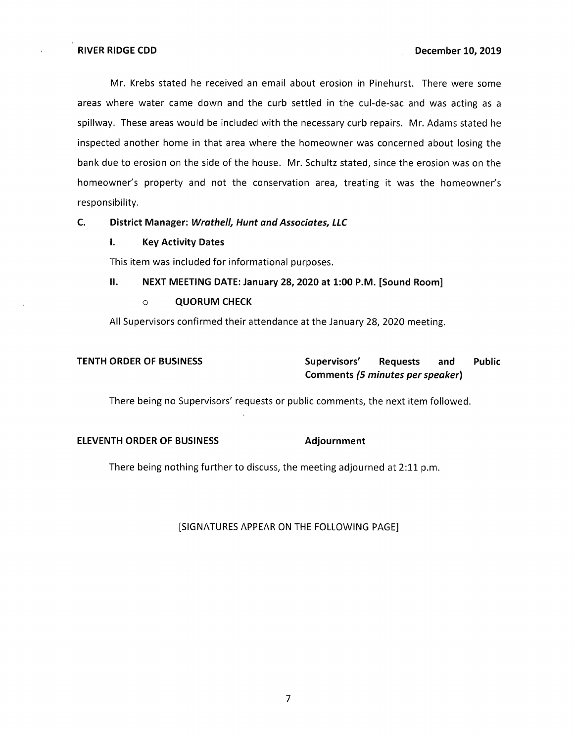Mr. Krebs stated he received an email about erosion in Pinehurst. There were some areas where water came down and the curb settled in the cul-de-sac and was acting as a spillway. These areas would be included with the necessary curb repairs. Mr. Adams stated he inspected another home in that area where the homeowner was concerned about losing the bank due to erosion on the side of the house. Mr. Schultz stated, since the erosion was on the homeowner's property and not the conservation area, treating it was the homeowner's responsibility.

**C. District Manager: *Wrathell, Hunt and Associates, LLC***

**I. Key Activity Dates**

This item was included for informational purposes.

**II. NEXT MEETING DATE: January 28, 2020 at 1:00 P.M. [Sound Room]**

- **QUORUM CHECK**

All Supervisors confirmed their attendance at the January 28, 2020 meeting.

**TENTH ORDER OF BUSINESS** **Supervisors' Requests and Public Comments *(5 minutes per speaker)***

There being no Supervisors' requests or public comments, the next item followed.

**ELEVENTH ORDER OF BUSINESS** **Adjournment**

There being nothing further to discuss, the meeting adjourned at 2:11 p.m.

[SIGNATURES APPEAR ON THE FOLLOWING PAGE]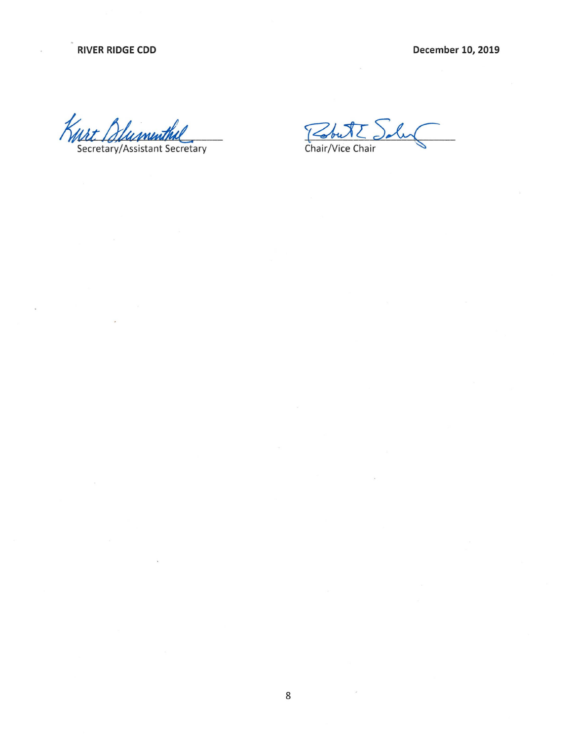\_\_\_\_\_\_\_\_\_\_\_\_\_\_\_\_\_\_\_\_\_\_\_\_\_\_\_\_\_\_\_\_
Secretary/Assistant Secretary

\_\_\_\_\_\_\_\_\_\_\_\_\_\_\_\_\_\_\_\_\_\_\_\_\_\_\_\_\_\_\_\_
Chair/Vice Chair